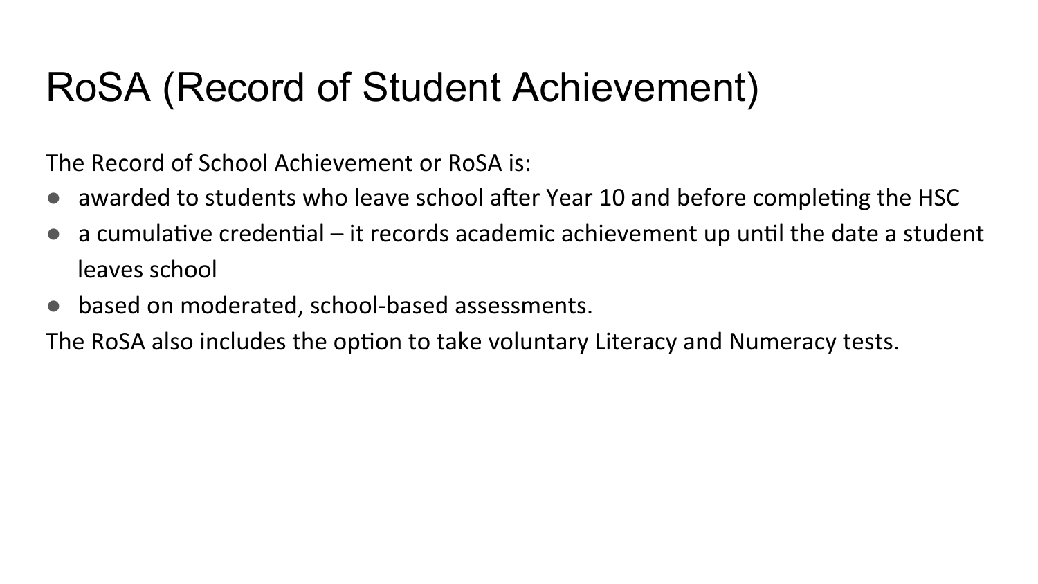# RoSA (Record of Student Achievement)

The Record of School Achievement or RoSA is:

- awarded to students who leave school after Year 10 and before completing the HSC
- a cumulative credential – it records academic achievement up until the date a student leaves school
- based on moderated, school-based assessments.

The RoSA also includes the option to take voluntary Literacy and Numeracy tests.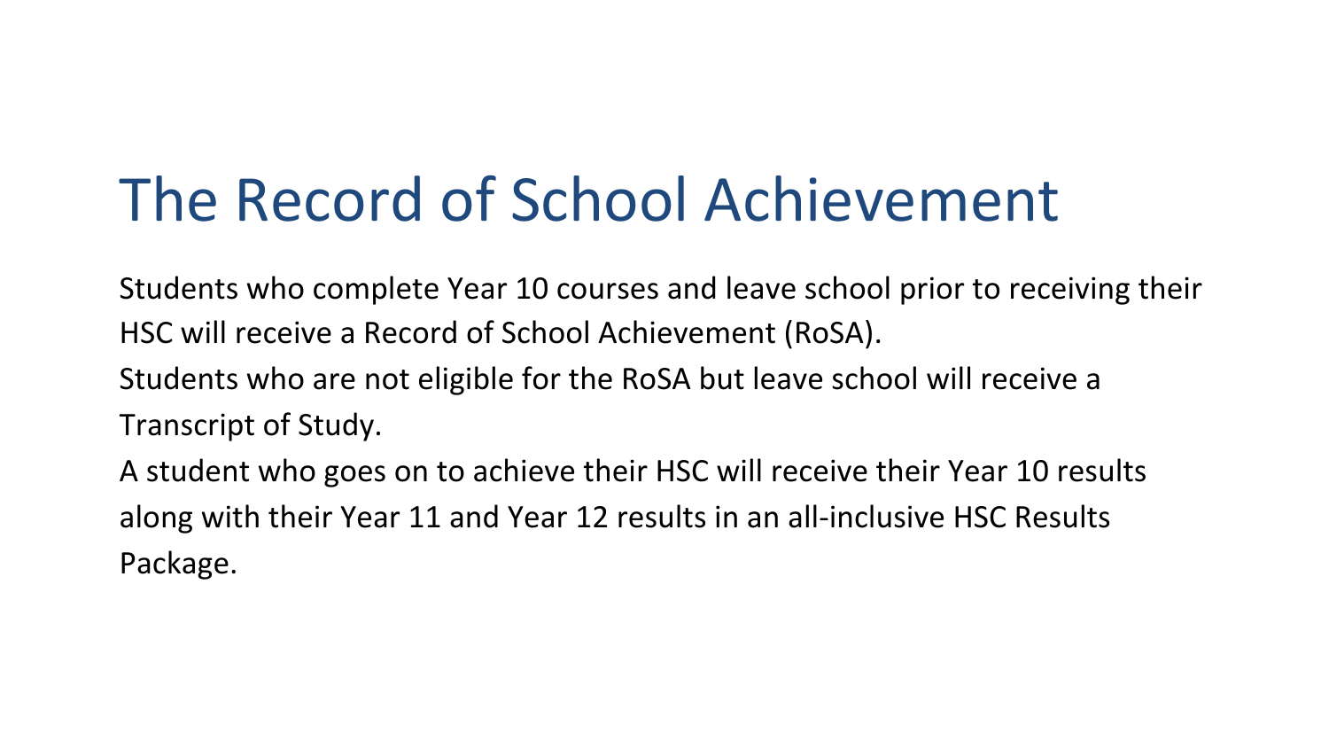# The Record of School Achievement

Students who complete Year 10 courses and leave school prior to receiving their HSC will receive a Record of School Achievement (RoSA).

Students who are not eligible for the RoSA but leave school will receive a Transcript of Study.

A student who goes on to achieve their HSC will receive their Year 10 results along with their Year 11 and Year 12 results in an all-inclusive HSC Results Package.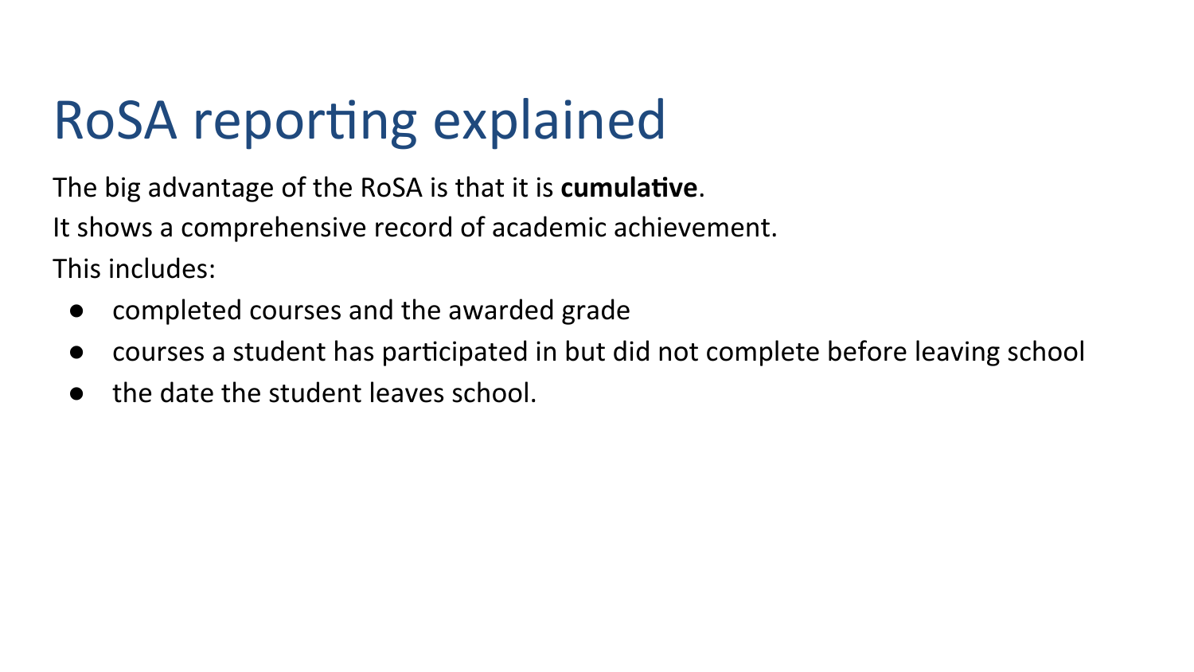# RoSA reporting explained

The big advantage of the RoSA is that it is **cumulative**.

It shows a comprehensive record of academic achievement.

This includes:

- completed courses and the awarded grade
- courses a student has participated in but did not complete before leaving school
- the date the student leaves school.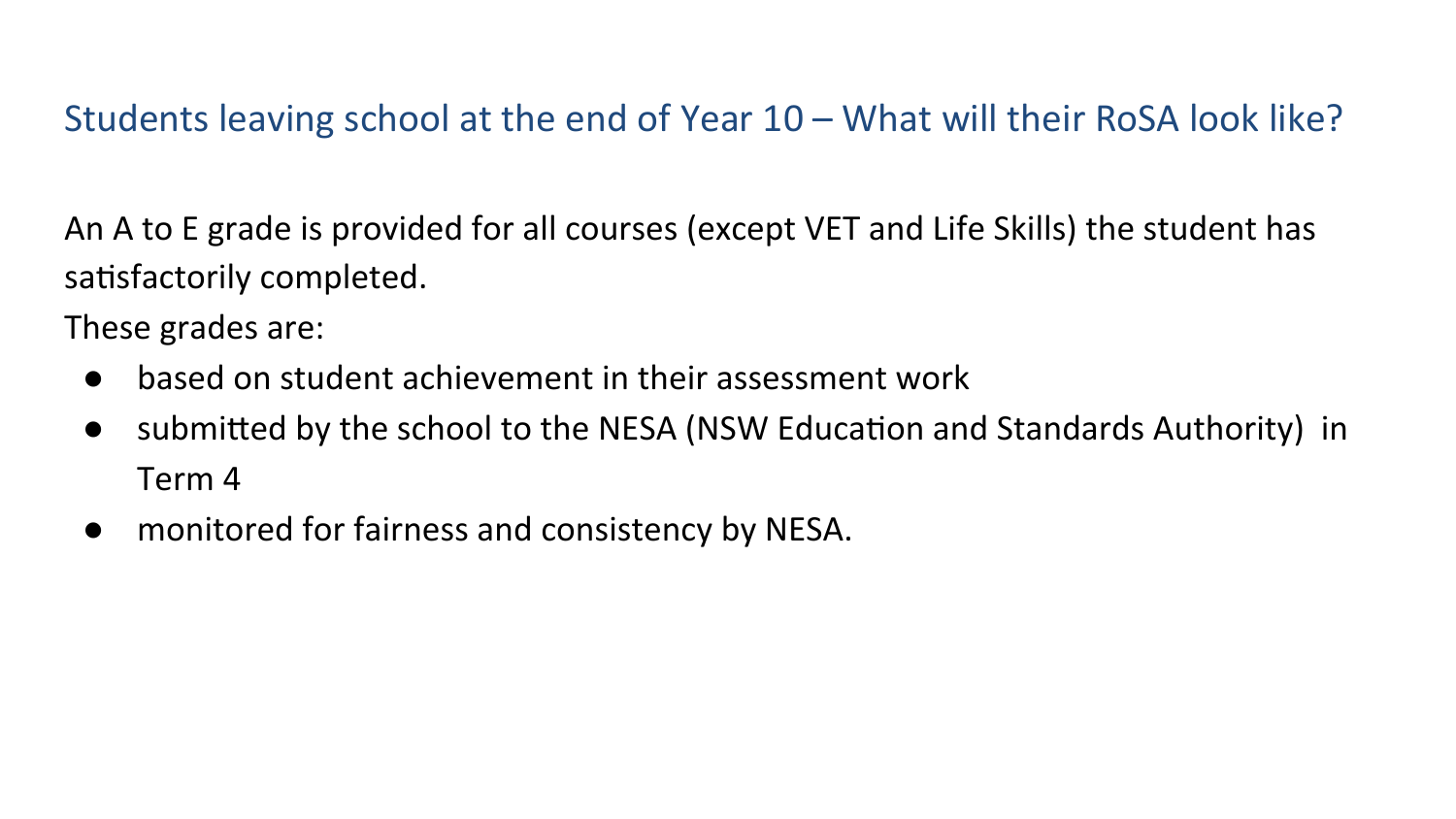## Students leaving school at the end of Year 10 – What will their RoSA look like?

An A to E grade is provided for all courses (except VET and Life Skills) the student has satisfactorily completed.

These grades are:

- based on student achievement in their assessment work
- submitted by the school to the NESA (NSW Education and Standards Authority) in Term 4
- monitored for fairness and consistency by NESA.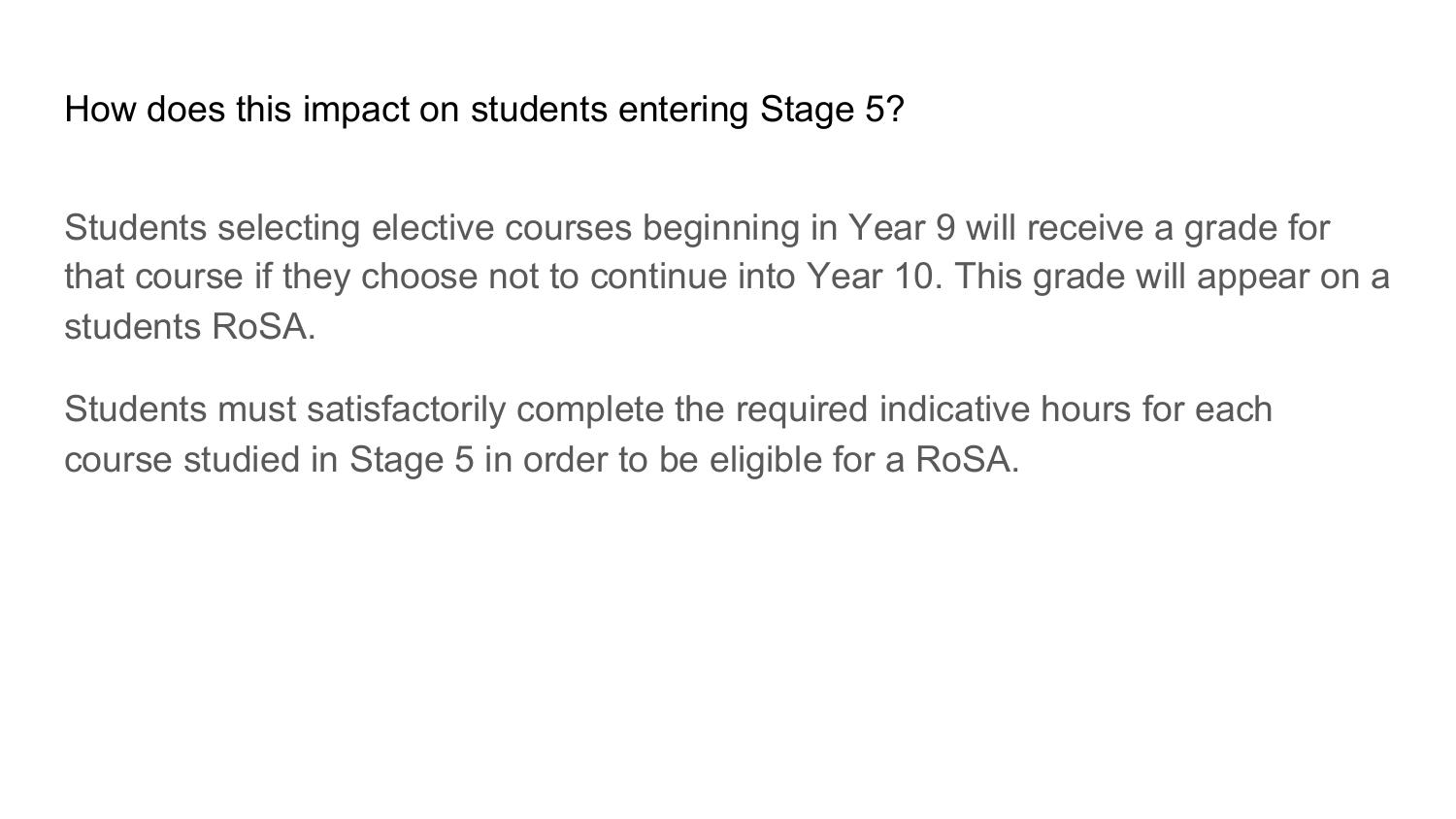## How does this impact on students entering Stage 5?

Students selecting elective courses beginning in Year 9 will receive a grade for that course if they choose not to continue into Year 10. This grade will appear on a students RoSA.

Students must satisfactorily complete the required indicative hours for each course studied in Stage 5 in order to be eligible for a RoSA.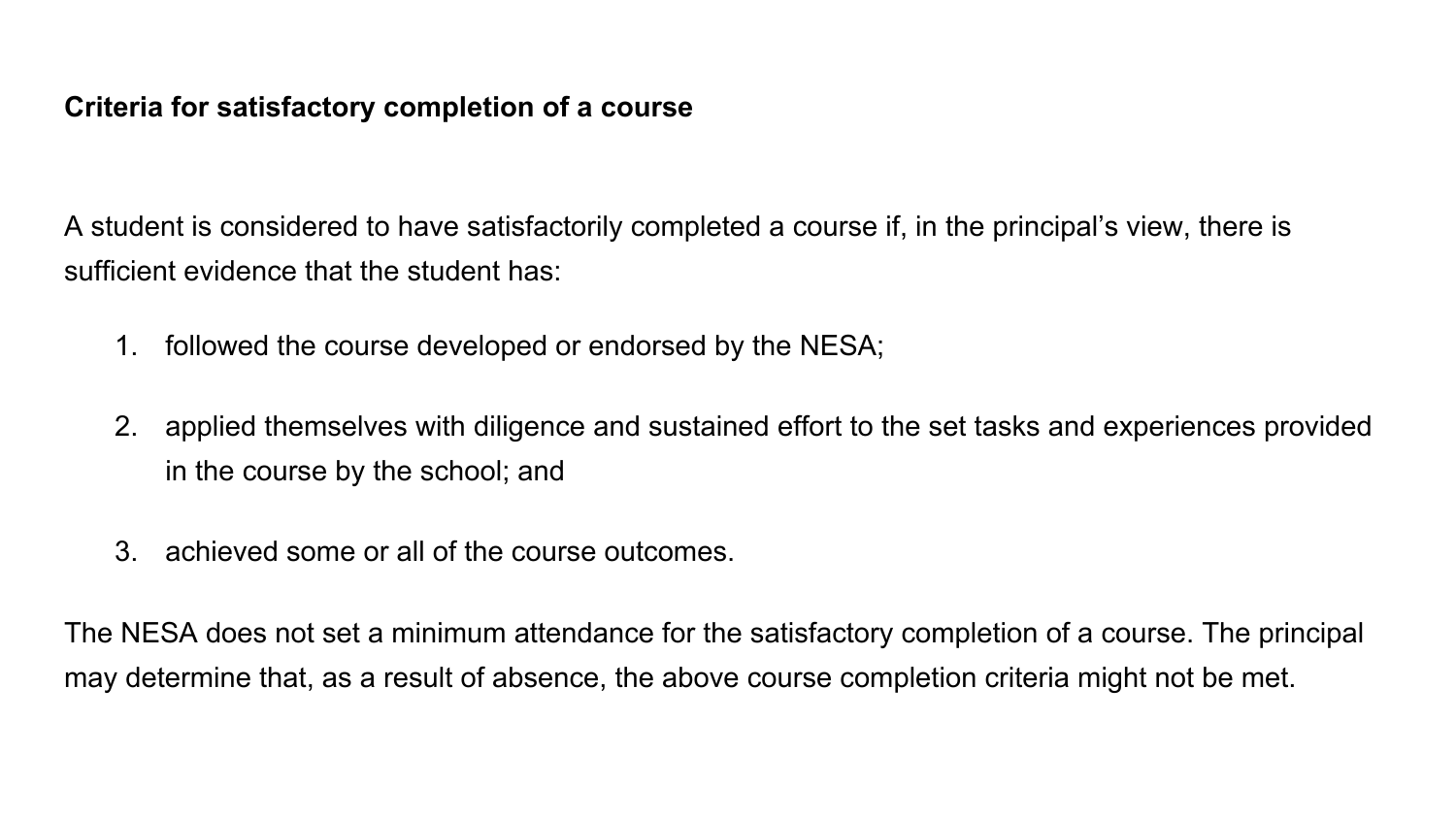**Criteria for satisfactory completion of a course**

A student is considered to have satisfactorily completed a course if, in the principal's view, there is sufficient evidence that the student has:

1. followed the course developed or endorsed by the NESA;
2. applied themselves with diligence and sustained effort to the set tasks and experiences provided in the course by the school; and
3. achieved some or all of the course outcomes.

The NESA does not set a minimum attendance for the satisfactory completion of a course. The principal may determine that, as a result of absence, the above course completion criteria might not be met.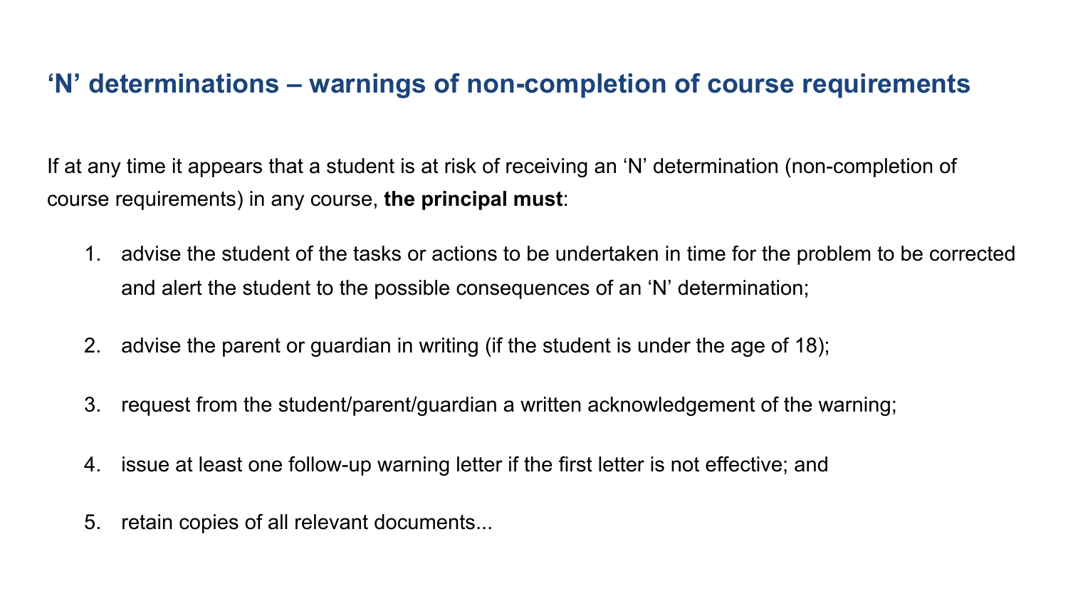## ‘N’ determinations – warnings of non-completion of course requirements

If at any time it appears that a student is at risk of receiving an ‘N’ determination (non-completion of course requirements) in any course, **the principal must**:

1. advise the student of the tasks or actions to be undertaken in time for the problem to be corrected and alert the student to the possible consequences of an ‘N’ determination;
2. advise the parent or guardian in writing (if the student is under the age of 18);
3. request from the student/parent/guardian a written acknowledgement of the warning;
4. issue at least one follow-up warning letter if the first letter is not effective; and
5. retain copies of all relevant documents...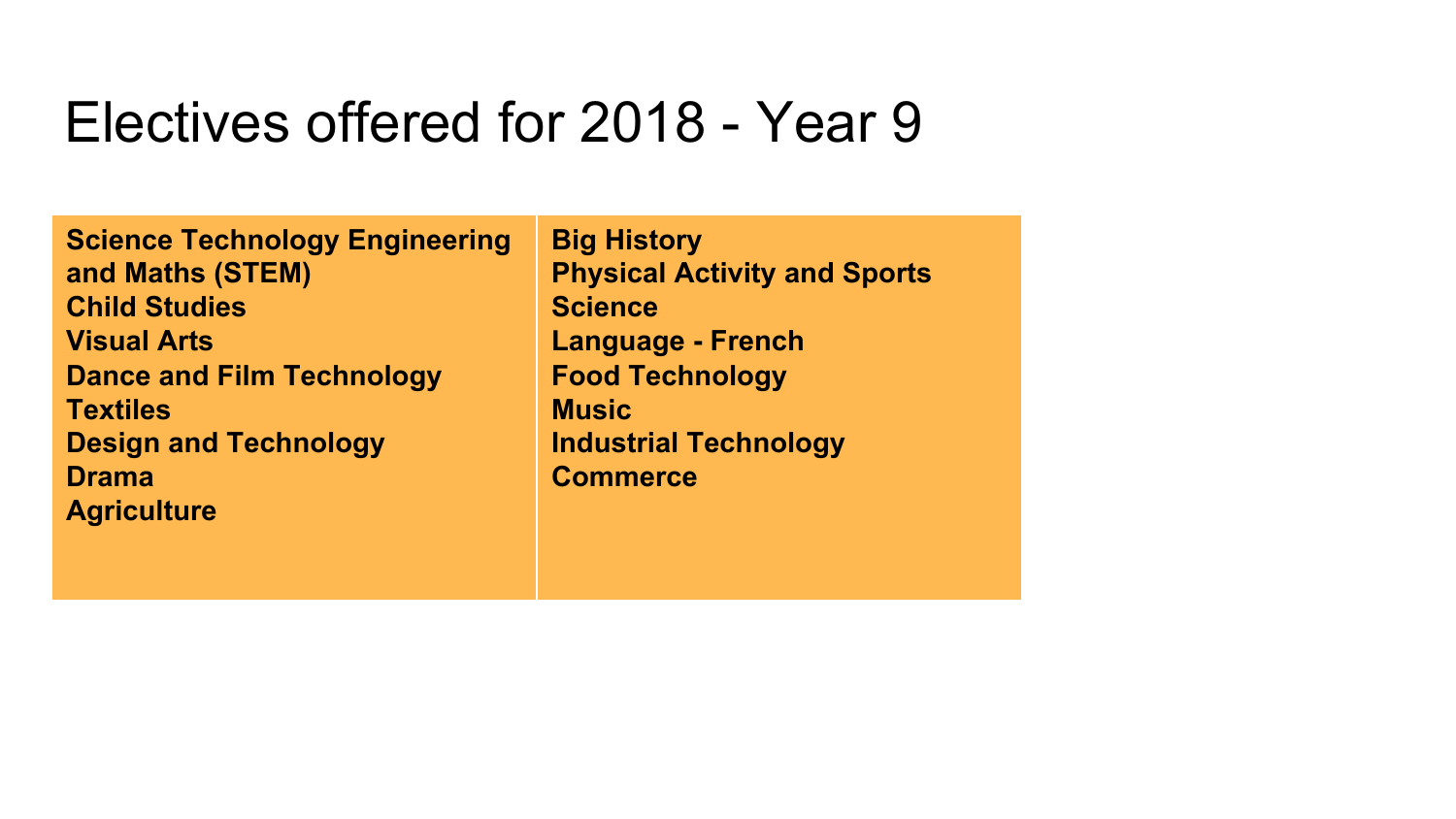# Electives offered for 2018 - Year 9

| | |
|---|---|
| **Science Technology Engineering and Maths (STEM)**<br>**Child Studies**<br>**Visual Arts**<br>**Dance and Film Technology**<br>**Textiles**<br>**Design and Technology**<br>**Drama**<br>**Agriculture** | **Big History**<br>**Physical Activity and Sports**<br>**Science**<br>**Language - French**<br>**Food Technology**<br>**Music**<br>**Industrial Technology**<br>**Commerce** |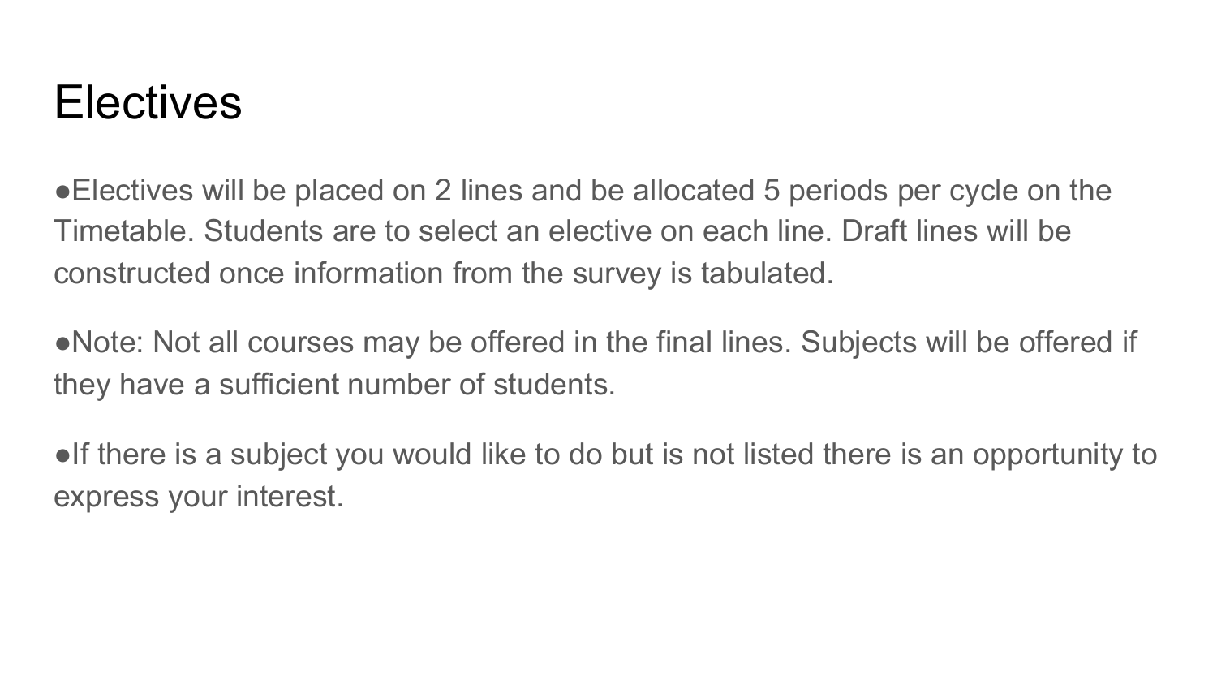# Electives

- Electives will be placed on 2 lines and be allocated 5 periods per cycle on the Timetable. Students are to select an elective on each line. Draft lines will be constructed once information from the survey is tabulated.
- Note: Not all courses may be offered in the final lines. Subjects will be offered if they have a sufficient number of students.
- If there is a subject you would like to do but is not listed there is an opportunity to express your interest.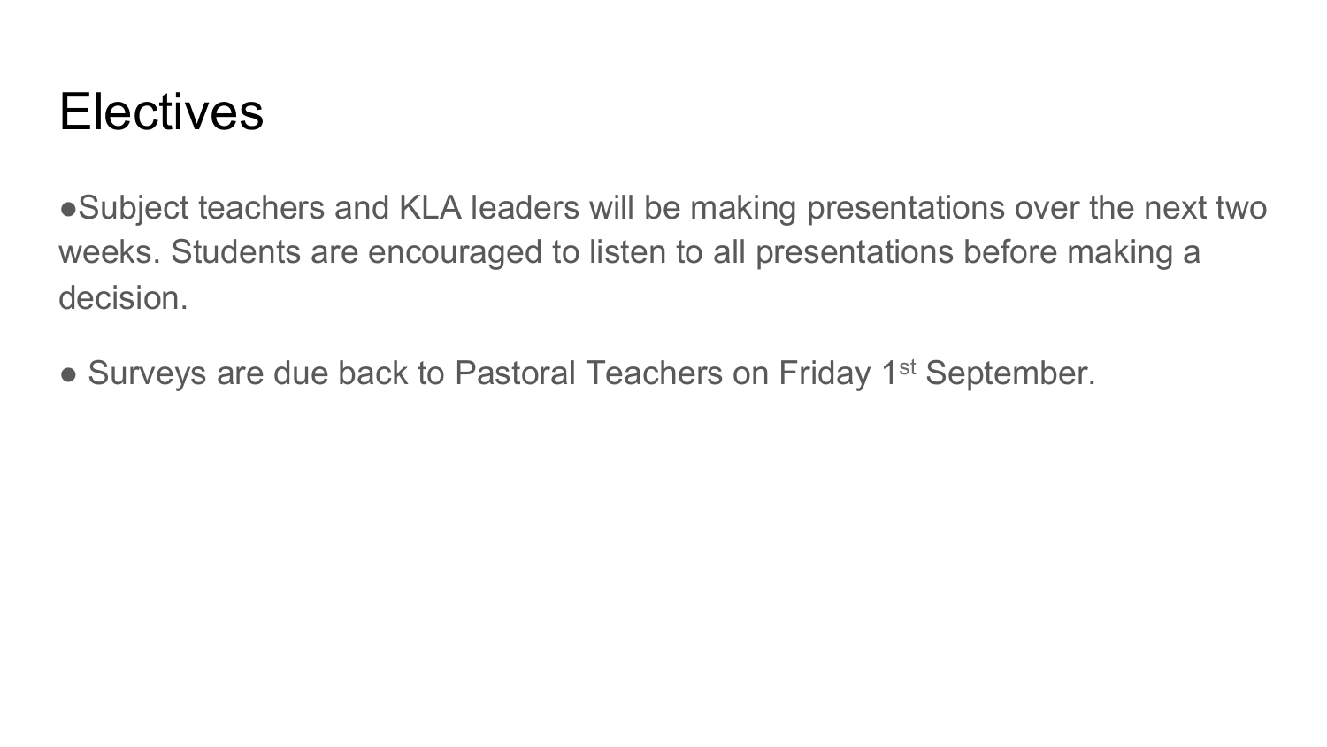# Electives

- Subject teachers and KLA leaders will be making presentations over the next two weeks. Students are encouraged to listen to all presentations before making a decision.
- Surveys are due back to Pastoral Teachers on Friday 1st September.